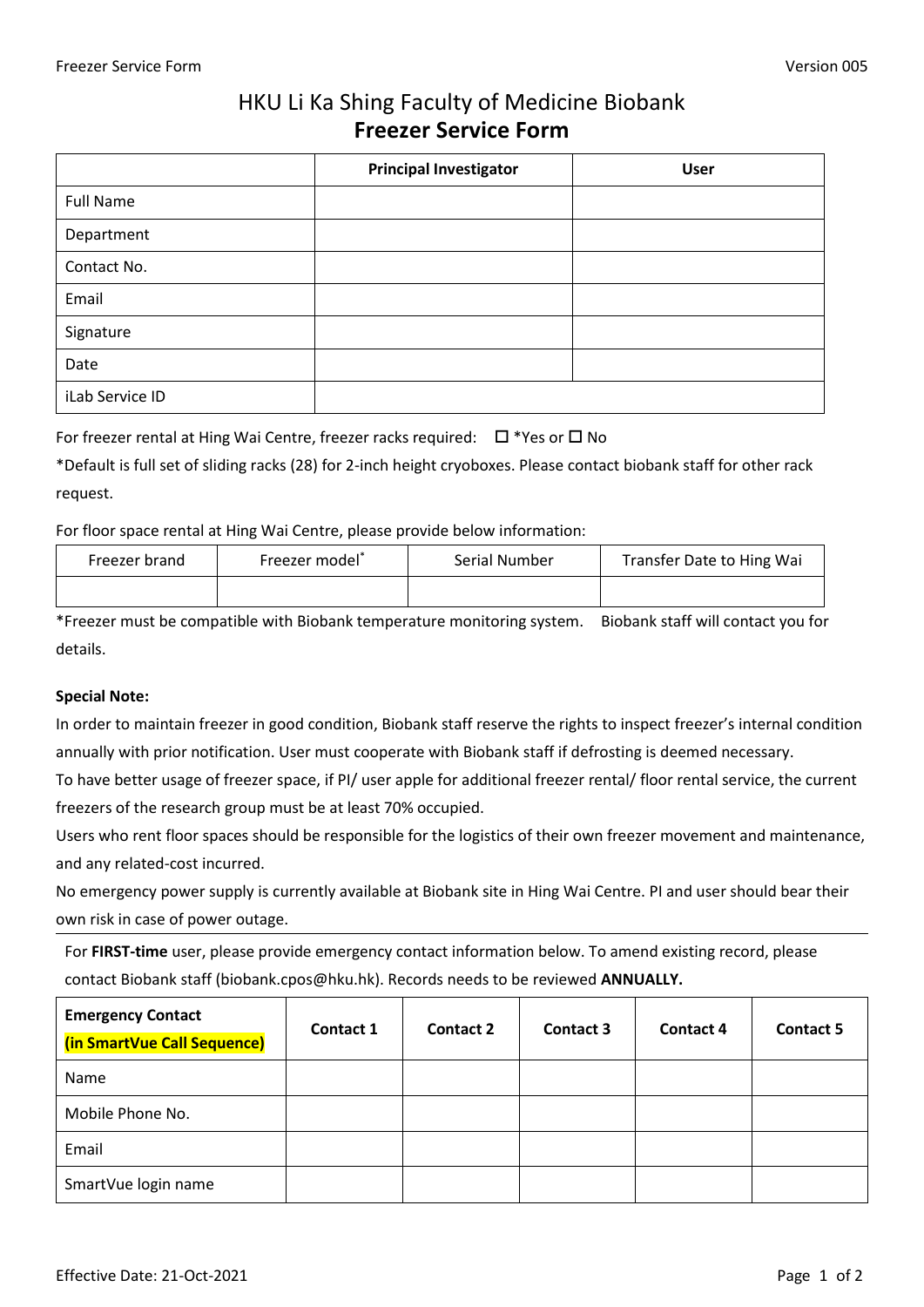# HKU Li Ka Shing Faculty of Medicine Biobank
## Freezer Service Form

| | Principal Investigator | User |
|---|---|---|
| Full Name | | |
| Department | | |
| Contact No. | | |
| Email | | |
| Signature | | |
| Date | | |
| iLab Service ID | | |

For freezer rental at Hing Wai Centre, freezer racks required: ☐ *Yes or ☐ No

*Default is full set of sliding racks (28) for 2-inch height cryoboxes. Please contact biobank staff for other rack request.

For floor space rental at Hing Wai Centre, please provide below information:

| Freezer brand | Freezer model* | Serial Number | Transfer Date to Hing Wai |
|---|---|---|---|
| | | | |

*Freezer must be compatible with Biobank temperature monitoring system. Biobank staff will contact you for details.

**Special Note:**

In order to maintain freezer in good condition, Biobank staff reserve the rights to inspect freezer's internal condition annually with prior notification. User must cooperate with Biobank staff if defrosting is deemed necessary.

To have better usage of freezer space, if PI/ user apple for additional freezer rental/ floor rental service, the current freezers of the research group must be at least 70% occupied.

Users who rent floor spaces should be responsible for the logistics of their own freezer movement and maintenance, and any related-cost incurred.

No emergency power supply is currently available at Biobank site in Hing Wai Centre. PI and user should bear their own risk in case of power outage.

---

For **FIRST-time** user, please provide emergency contact information below. To amend existing record, please contact Biobank staff (biobank.cpos@hku.hk). Records needs to be reviewed **ANNUALLY.**

| **Emergency Contact (in SmartVue Call Sequence)** | Contact 1 | Contact 2 | Contact 3 | Contact 4 | Contact 5 |
|---|---|---|---|---|---|
| Name | | | | | |
| Mobile Phone No. | | | | | |
| Email | | | | | |
| SmartVue login name | | | | | |

Effective Date: 21-Oct-2021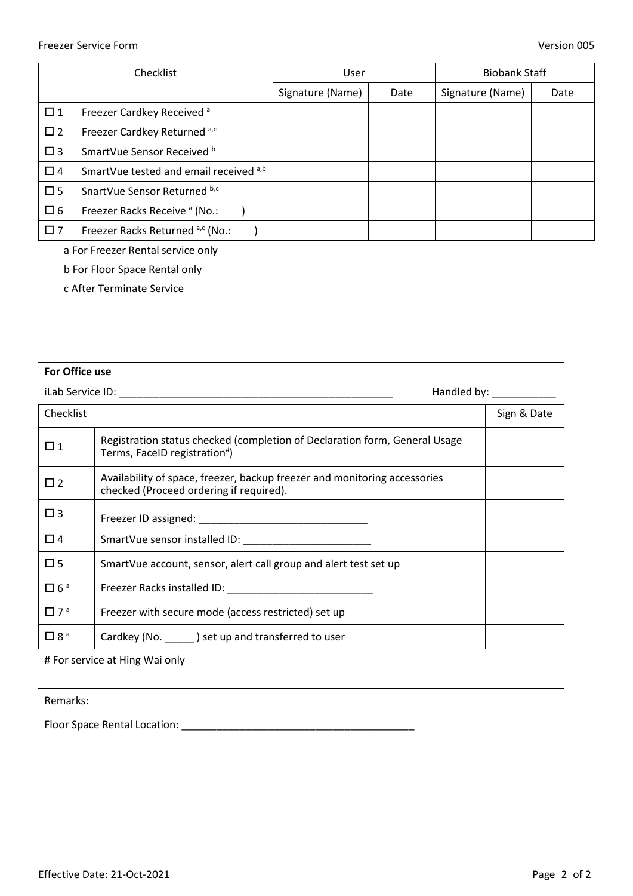| Checklist | | User | | Biobank Staff | |
|---|---|---|---|---|---|
| | | Signature (Name) | Date | Signature (Name) | Date |
| ☐ 1 | Freezer Cardkey Received [a] | | | | |
| ☐ 2 | Freezer Cardkey Returned [a,c] | | | | |
| ☐ 3 | SmartVue Sensor Received [b] | | | | |
| ☐ 4 | SmartVue tested and email received [a,b] | | | | |
| ☐ 5 | SnartVue Sensor Returned [b,c] | | | | |
| ☐ 6 | Freezer Racks Receive [a] (No.: ) | | | | |
| ☐ 7 | Freezer Racks Returned [a,c] (No.: ) | | | | |

a For Freezer Rental service only

b For Floor Space Rental only

c After Terminate Service

---

**For Office use**

iLab Service ID: ______________________________________________ Handled by: ___________

| Checklist | | Sign & Date |
|---|---|---|
| ☐ 1 | Registration status checked (completion of Declaration form, General Usage Terms, FaceID registration[#]) | |
| ☐ 2 | Availability of space, freezer, backup freezer and monitoring accessories checked (Proceed ordering if required). | |
| ☐ 3 | Freezer ID assigned: _____________________________ | |
| ☐ 4 | SmartVue sensor installed ID: ______________________ | |
| ☐ 5 | SmartVue account, sensor, alert call group and alert test set up | |
| ☐ 6 [a] | Freezer Racks installed ID: _________________________ | |
| ☐ 7 [a] | Freezer with secure mode (access restricted) set up | |
| ☐ 8 [a] | Cardkey (No. _____ ) set up and transferred to user | |

# For service at Hing Wai only

---

Remarks:

Floor Space Rental Location: ________________________________________